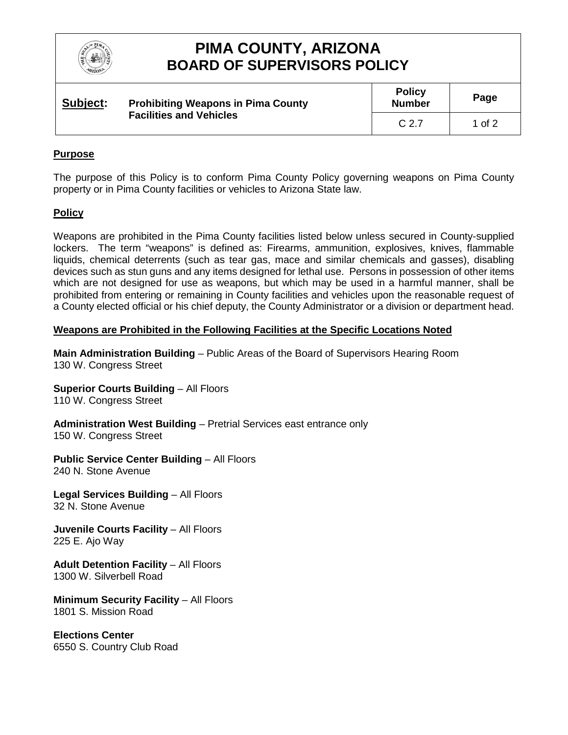# PIMA COUNTY, ARIZONA
# BOARD OF SUPERVISORS POLICY

| Subject: | Prohibiting Weapons in Pima County Facilities and Vehicles | Policy Number | Page |
|---|---|---|---|
| | | C 2.7 | 1 of 2 |

## Purpose

The purpose of this Policy is to conform Pima County Policy governing weapons on Pima County property or in Pima County facilities or vehicles to Arizona State law.

## Policy

Weapons are prohibited in the Pima County facilities listed below unless secured in County-supplied lockers. The term "weapons" is defined as: Firearms, ammunition, explosives, knives, flammable liquids, chemical deterrents (such as tear gas, mace and similar chemicals and gasses), disabling devices such as stun guns and any items designed for lethal use. Persons in possession of other items which are not designed for use as weapons, but which may be used in a harmful manner, shall be prohibited from entering or remaining in County facilities and vehicles upon the reasonable request of a County elected official or his chief deputy, the County Administrator or a division or department head.

## Weapons are Prohibited in the Following Facilities at the Specific Locations Noted

**Main Administration Building** – Public Areas of the Board of Supervisors Hearing Room
130 W. Congress Street

**Superior Courts Building** – All Floors
110 W. Congress Street

**Administration West Building** – Pretrial Services east entrance only
150 W. Congress Street

**Public Service Center Building** – All Floors
240 N. Stone Avenue

**Legal Services Building** – All Floors
32 N. Stone Avenue

**Juvenile Courts Facility** – All Floors
225 E. Ajo Way

**Adult Detention Facility** – All Floors
1300 W. Silverbell Road

**Minimum Security Facility** – All Floors
1801 S. Mission Road

**Elections Center**
6550 S. Country Club Road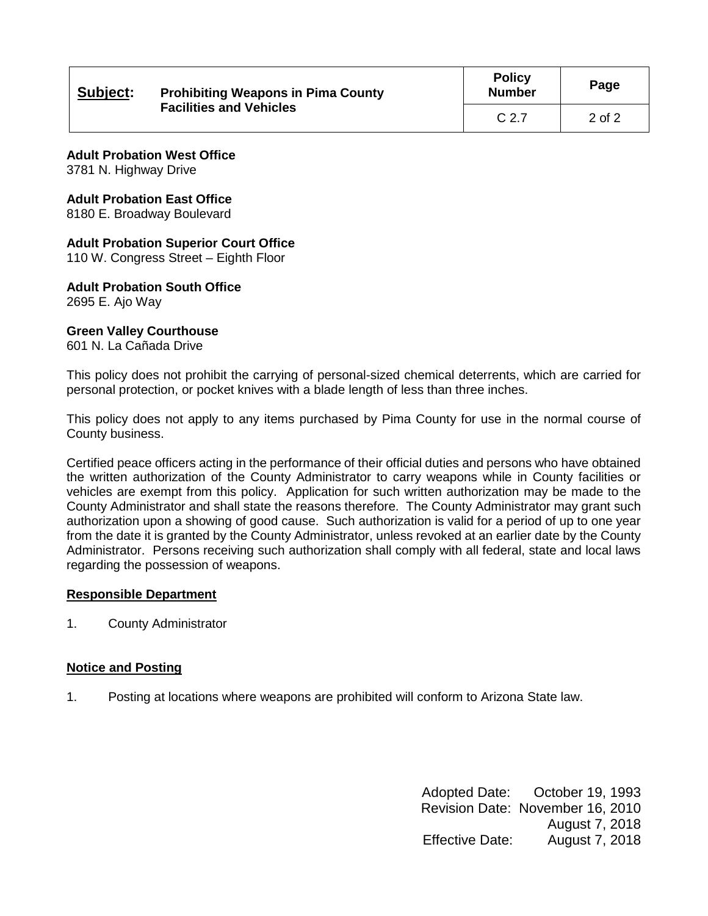**Adult Probation West Office**
3781 N. Highway Drive

**Adult Probation East Office**
8180 E. Broadway Boulevard

**Adult Probation Superior Court Office**
110 W. Congress Street – Eighth Floor

**Adult Probation South Office**
2695 E. Ajo Way

**Green Valley Courthouse**
601 N. La Cañada Drive

This policy does not prohibit the carrying of personal-sized chemical deterrents, which are carried for personal protection, or pocket knives with a blade length of less than three inches.

This policy does not apply to any items purchased by Pima County for use in the normal course of County business.

Certified peace officers acting in the performance of their official duties and persons who have obtained the written authorization of the County Administrator to carry weapons while in County facilities or vehicles are exempt from this policy. Application for such written authorization may be made to the County Administrator and shall state the reasons therefore. The County Administrator may grant such authorization upon a showing of good cause. Such authorization is valid for a period of up to one year from the date it is granted by the County Administrator, unless revoked at an earlier date by the County Administrator. Persons receiving such authorization shall comply with all federal, state and local laws regarding the possession of weapons.

**Responsible Department**

1. County Administrator

**Notice and Posting**

1. Posting at locations where weapons are prohibited will conform to Arizona State law.

Adopted Date: October 19, 1993
Revision Date: November 16, 2010
August 7, 2018
Effective Date: August 7, 2018